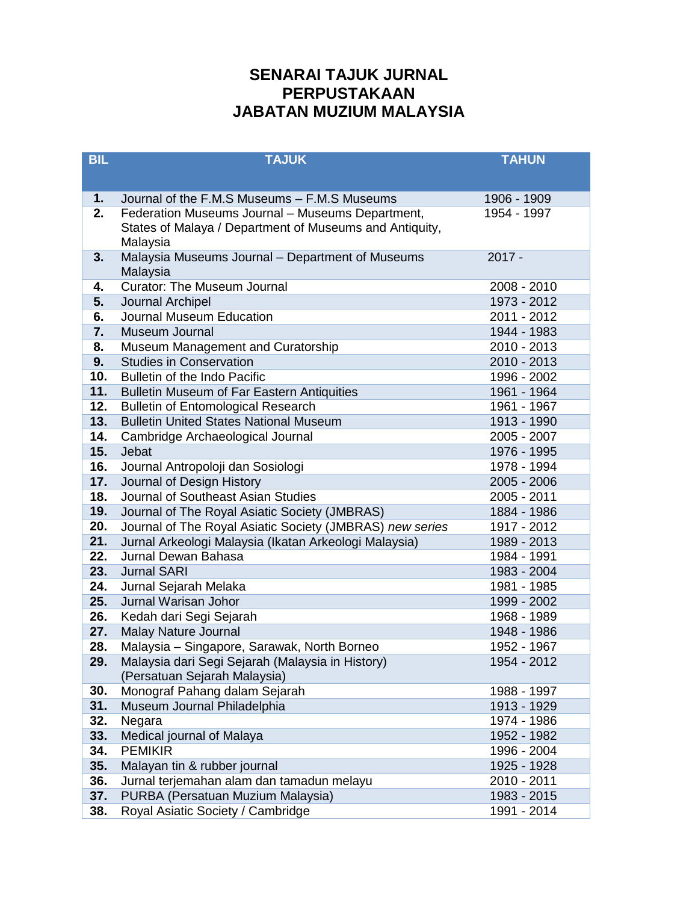# SENARAI TAJUK JURNAL
# PERPUSTAKAAN
# JABATAN MUZIUM MALAYSIA

| BIL | TAJUK | TAHUN |
|---|---|---|
| **1.** | Journal of the F.M.S Museums – F.M.S Museums | 1906 - 1909 |
| **2.** | Federation Museums Journal – Museums Department, States of Malaya / Department of Museums and Antiquity, Malaysia | 1954 - 1997 |
| **3.** | Malaysia Museums Journal – Department of Museums Malaysia | 2017 - |
| **4.** | Curator: The Museum Journal | 2008 - 2010 |
| **5.** | Journal Archipel | 1973 - 2012 |
| **6.** | Journal Museum Education | 2011 - 2012 |
| **7.** | Museum Journal | 1944 - 1983 |
| **8.** | Museum Management and Curatorship | 2010 - 2013 |
| **9.** | Studies in Conservation | 2010 - 2013 |
| **10.** | Bulletin of the Indo Pacific | 1996 - 2002 |
| **11.** | Bulletin Museum of Far Eastern Antiquities | 1961 - 1964 |
| **12.** | Bulletin of Entomological Research | 1961 - 1967 |
| **13.** | Bulletin United States National Museum | 1913 - 1990 |
| **14.** | Cambridge Archaeological Journal | 2005 - 2007 |
| **15.** | Jebat | 1976 - 1995 |
| **16.** | Journal Antropoloji dan Sosiologi | 1978 - 1994 |
| **17.** | Journal of Design History | 2005 - 2006 |
| **18.** | Journal of Southeast Asian Studies | 2005 - 2011 |
| **19.** | Journal of The Royal Asiatic Society (JMBRAS) | 1884 - 1986 |
| **20.** | Journal of The Royal Asiatic Society (JMBRAS) *new series* | 1917 - 2012 |
| **21.** | Jurnal Arkeologi Malaysia (Ikatan Arkeologi Malaysia) | 1989 - 2013 |
| **22.** | Jurnal Dewan Bahasa | 1984 - 1991 |
| **23.** | Jurnal SARI | 1983 - 2004 |
| **24.** | Jurnal Sejarah Melaka | 1981 - 1985 |
| **25.** | Jurnal Warisan Johor | 1999 - 2002 |
| **26.** | Kedah dari Segi Sejarah | 1968 - 1989 |
| **27.** | Malay Nature Journal | 1948 - 1986 |
| **28.** | Malaysia – Singapore, Sarawak, North Borneo | 1952 - 1967 |
| **29.** | Malaysia dari Segi Sejarah (Malaysia in History) (Persatuan Sejarah Malaysia) | 1954 - 2012 |
| **30.** | Monograf Pahang dalam Sejarah | 1988 - 1997 |
| **31.** | Museum Journal Philadelphia | 1913 - 1929 |
| **32.** | Negara | 1974 - 1986 |
| **33.** | Medical journal of Malaya | 1952 - 1982 |
| **34.** | PEMIKIR | 1996 - 2004 |
| **35.** | Malayan tin & rubber journal | 1925 - 1928 |
| **36.** | Jurnal terjemahan alam dan tamadun melayu | 2010 - 2011 |
| **37.** | PURBA (Persatuan Muzium Malaysia) | 1983 - 2015 |
| **38.** | Royal Asiatic Society / Cambridge | 1991 - 2014 |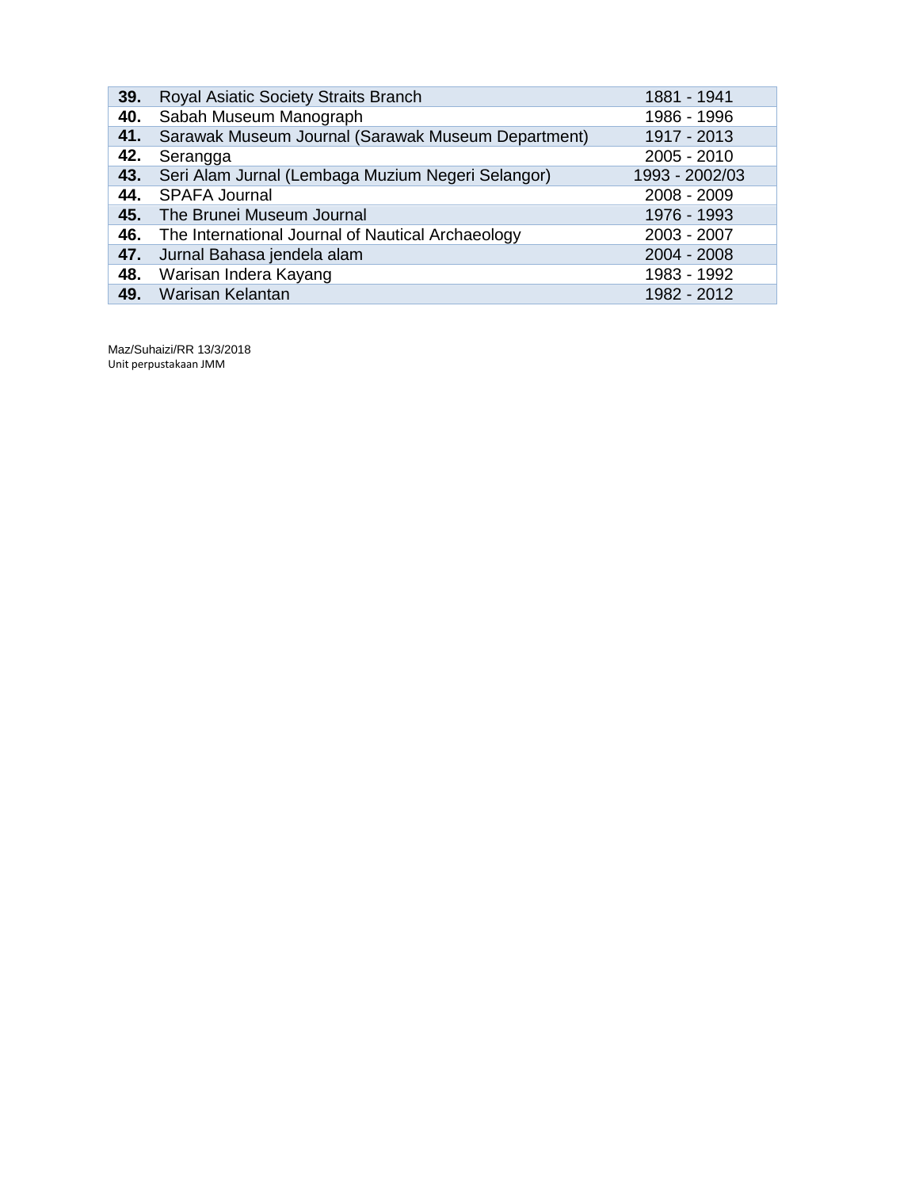| | | |
|---|---|---|
| **39.** | Royal Asiatic Society Straits Branch | 1881 - 1941 |
| **40.** | Sabah Museum Manograph | 1986 - 1996 |
| **41.** | Sarawak Museum Journal (Sarawak Museum Department) | 1917 - 2013 |
| **42.** | Serangga | 2005 - 2010 |
| **43.** | Seri Alam Jurnal (Lembaga Muzium Negeri Selangor) | 1993 - 2002/03 |
| **44.** | SPAFA Journal | 2008 - 2009 |
| **45.** | The Brunei Museum Journal | 1976 - 1993 |
| **46.** | The International Journal of Nautical Archaeology | 2003 - 2007 |
| **47.** | Jurnal Bahasa jendela alam | 2004 - 2008 |
| **48.** | Warisan Indera Kayang | 1983 - 1992 |
| **49.** | Warisan Kelantan | 1982 - 2012 |

Maz/Suhaizi/RR 13/3/2018
Unit perpustakaan JMM